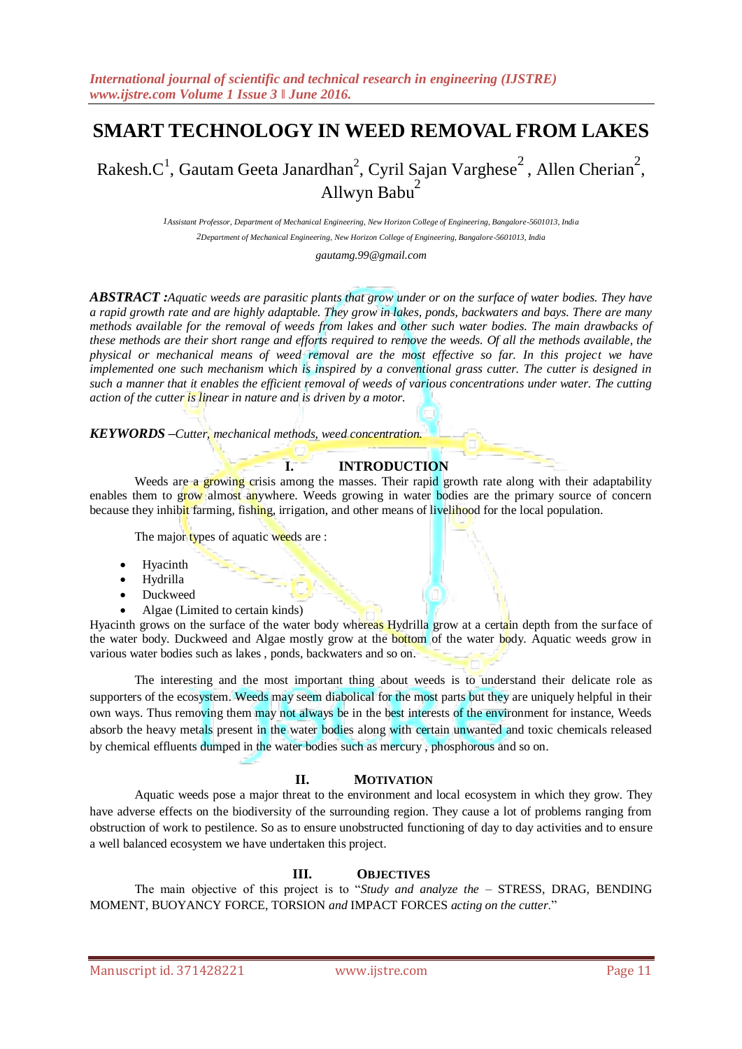# SMART TECHNOLOGY IN WEED REMOVAL FROM LAKES

Rakesh.C[1], Gautam Geeta Janardhan[2], Cyril Sajan Varghese[2], Allen Cherian[2], Allwyn Babu[2]

[1]Assistant Professor, Department of Mechanical Engineering, New Horizon College of Engineering, Bangalore-5601013, India

[2]Department of Mechanical Engineering, New Horizon College of Engineering, Bangalore-5601013, India

gautamg.99@gmail.com

***ABSTRACT :****Aquatic weeds are parasitic plants that grow under or on the surface of water bodies. They have a rapid growth rate and are highly adaptable. They grow in lakes, ponds, backwaters and bays. There are many methods available for the removal of weeds from lakes and other such water bodies. The main drawbacks of these methods are their short range and efforts required to remove the weeds. Of all the methods available, the physical or mechanical means of weed removal are the most effective so far. In this project we have implemented one such mechanism which is inspired by a conventional grass cutter. The cutter is designed in such a manner that it enables the efficient removal of weeds of various concentrations under water. The cutting action of the cutter is linear in nature and is driven by a motor.*

***KEYWORDS –****Cutter, mechanical methods, weed concentration.*

## I. INTRODUCTION

Weeds are a growing crisis among the masses. Their rapid growth rate along with their adaptability enables them to grow almost anywhere. Weeds growing in water bodies are the primary source of concern because they inhibit farming, fishing, irrigation, and other means of livelihood for the local population.

The major types of aquatic weeds are :

- Hyacinth
- Hydrilla
- Duckweed
- Algae (Limited to certain kinds)

Hyacinth grows on the surface of the water body whereas Hydrilla grow at a certain depth from the surface of the water body. Duckweed and Algae mostly grow at the bottom of the water body. Aquatic weeds grow in various water bodies such as lakes , ponds, backwaters and so on.

The interesting and the most important thing about weeds is to understand their delicate role as supporters of the ecosystem. Weeds may seem diabolical for the most parts but they are uniquely helpful in their own ways. Thus removing them may not always be in the best interests of the environment for instance, Weeds absorb the heavy metals present in the water bodies along with certain unwanted and toxic chemicals released by chemical effluents dumped in the water bodies such as mercury , phosphorous and so on.

## II. MOTIVATION

Aquatic weeds pose a major threat to the environment and local ecosystem in which they grow. They have adverse effects on the biodiversity of the surrounding region. They cause a lot of problems ranging from obstruction of work to pestilence. So as to ensure unobstructed functioning of day to day activities and to ensure a well balanced ecosystem we have undertaken this project.

## III. OBJECTIVES

The main objective of this project is to "*Study and analyze the* – STRESS, DRAG, BENDING MOMENT, BUOYANCY FORCE, TORSION *and* IMPACT FORCES *acting on the cutter.*"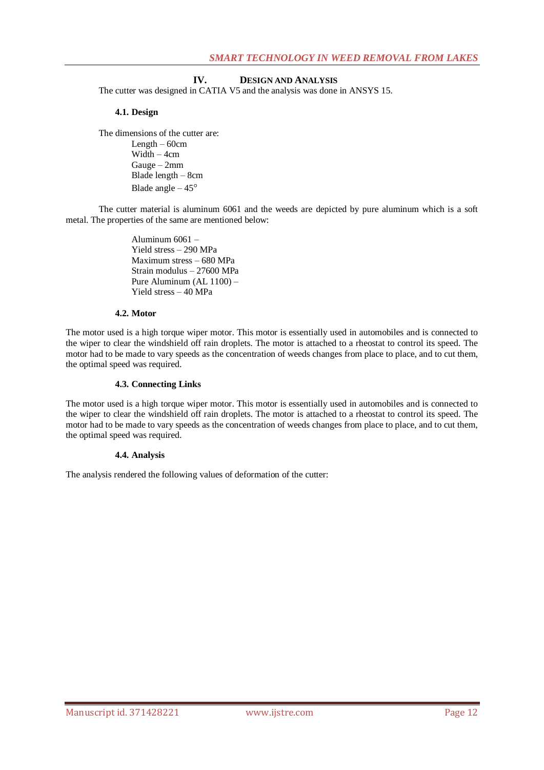## IV. DESIGN AND ANALYSIS

The cutter was designed in CATIA V5 and the analysis was done in ANSYS 15.

### 4.1. Design

The dimensions of the cutter are:

- Length – 60cm
- Width – 4cm
- Gauge – 2mm
- Blade length – 8cm
- Blade angle – 45°

The cutter material is aluminum 6061 and the weeds are depicted by pure aluminum which is a soft metal. The properties of the same are mentioned below:

Aluminum 6061 –
Yield stress – 290 MPa
Maximum stress – 680 MPa
Strain modulus – 27600 MPa
Pure Aluminum (AL 1100) –
Yield stress – 40 MPa

### 4.2. Motor

The motor used is a high torque wiper motor. This motor is essentially used in automobiles and is connected to the wiper to clear the windshield off rain droplets. The motor is attached to a rheostat to control its speed. The motor had to be made to vary speeds as the concentration of weeds changes from place to place, and to cut them, the optimal speed was required.

### 4.3. Connecting Links

The motor used is a high torque wiper motor. This motor is essentially used in automobiles and is connected to the wiper to clear the windshield off rain droplets. The motor is attached to a rheostat to control its speed. The motor had to be made to vary speeds as the concentration of weeds changes from place to place, and to cut them, the optimal speed was required.

### 4.4. Analysis

The analysis rendered the following values of deformation of the cutter: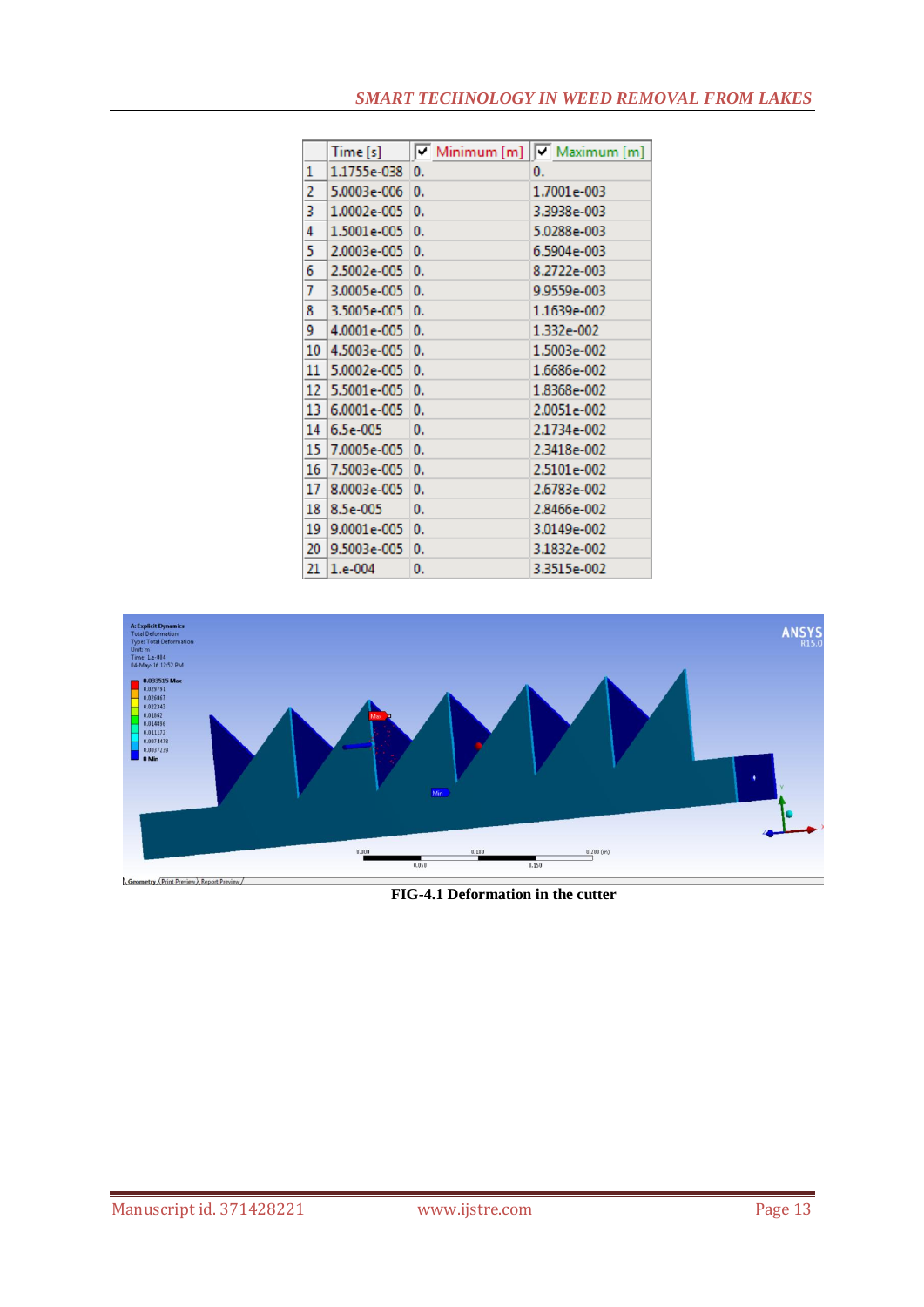| | Time [s] | Minimum [m] | Maximum [m] |
|---|---|---|---|
| 1 | 1.1755e-038 | 0. | 0. |
| 2 | 5.0003e-006 | 0. | 1.7001e-003 |
| 3 | 1.0002e-005 | 0. | 3.3938e-003 |
| 4 | 1.5001e-005 | 0. | 5.0288e-003 |
| 5 | 2.0003e-005 | 0. | 6.5904e-003 |
| 6 | 2.5002e-005 | 0. | 8.2722e-003 |
| 7 | 3.0005e-005 | 0. | 9.9559e-003 |
| 8 | 3.5005e-005 | 0. | 1.1639e-002 |
| 9 | 4.0001e-005 | 0. | 1.332e-002 |
| 10 | 4.5003e-005 | 0. | 1.5003e-002 |
| 11 | 5.0002e-005 | 0. | 1.6686e-002 |
| 12 | 5.5001e-005 | 0. | 1.8368e-002 |
| 13 | 6.0001e-005 | 0. | 2.0051e-002 |
| 14 | 6.5e-005 | 0. | 2.1734e-002 |
| 15 | 7.0005e-005 | 0. | 2.3418e-002 |
| 16 | 7.5003e-005 | 0. | 2.5101e-002 |
| 17 | 8.0003e-005 | 0. | 2.6783e-002 |
| 18 | 8.5e-005 | 0. | 2.8466e-002 |
| 19 | 9.0001e-005 | 0. | 3.0149e-002 |
| 20 | 9.5003e-005 | 0. | 3.1832e-002 |
| 21 | 1.e-004 | 0. | 3.3515e-002 |

**FIG-4.1 Deformation in the cutter**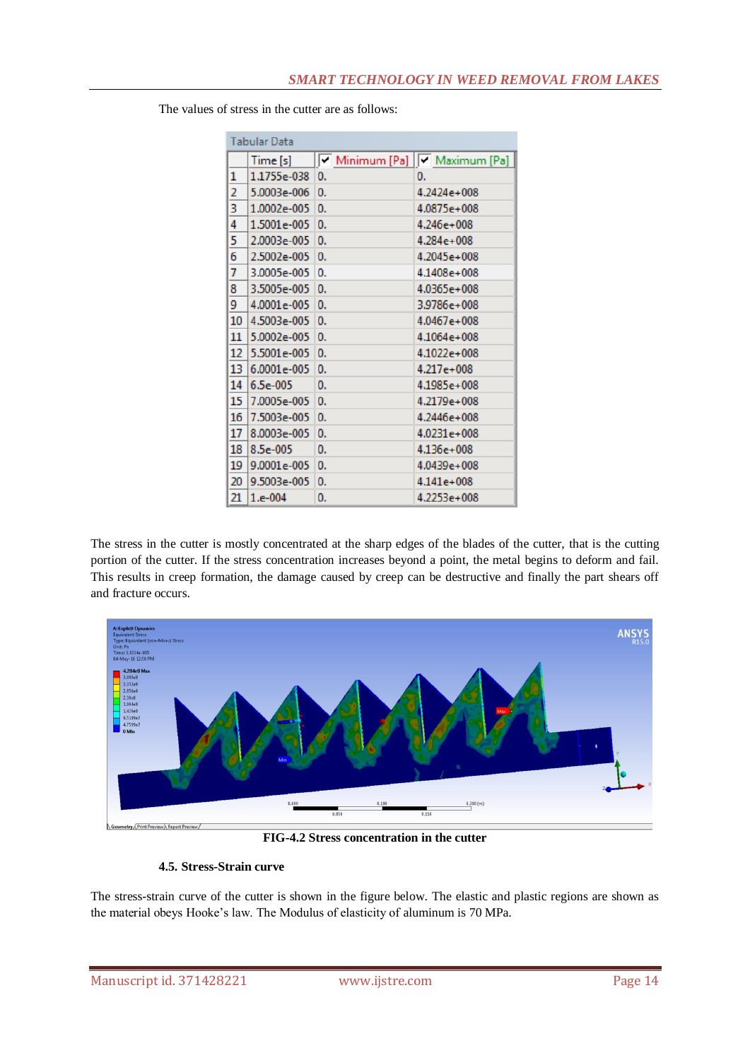The values of stress in the cutter are as follows:

Tabular Data

| | Time [s] | Minimum [Pa] | Maximum [Pa] |
|---|---|---|---|
| 1 | 1.1755e-038 | 0. | 0. |
| 2 | 5.0003e-006 | 0. | 4.2424e+008 |
| 3 | 1.0002e-005 | 0. | 4.0875e+008 |
| 4 | 1.5001e-005 | 0. | 4.246e+008 |
| 5 | 2.0003e-005 | 0. | 4.284e+008 |
| 6 | 2.5002e-005 | 0. | 4.2045e+008 |
| 7 | 3.0005e-005 | 0. | 4.1408e+008 |
| 8 | 3.5005e-005 | 0. | 4.0365e+008 |
| 9 | 4.0001e-005 | 0. | 3.9786e+008 |
| 10 | 4.5003e-005 | 0. | 4.0467e+008 |
| 11 | 5.0002e-005 | 0. | 4.1064e+008 |
| 12 | 5.5001e-005 | 0. | 4.1022e+008 |
| 13 | 6.0001e-005 | 0. | 4.217e+008 |
| 14 | 6.5e-005 | 0. | 4.1985e+008 |
| 15 | 7.0005e-005 | 0. | 4.2179e+008 |
| 16 | 7.5003e-005 | 0. | 4.2446e+008 |
| 17 | 8.0003e-005 | 0. | 4.0231e+008 |
| 18 | 8.5e-005 | 0. | 4.136e+008 |
| 19 | 9.0001e-005 | 0. | 4.0439e+008 |
| 20 | 9.5003e-005 | 0. | 4.141e+008 |
| 21 | 1.e-004 | 0. | 4.2253e+008 |

The stress in the cutter is mostly concentrated at the sharp edges of the blades of the cutter, that is the cutting portion of the cutter. If the stress concentration increases beyond a point, the metal begins to deform and fail. This results in creep formation, the damage caused by creep can be destructive and finally the part shears off and fracture occurs.

**FIG-4.2 Stress concentration in the cutter**

### 4.5. Stress-Strain curve

The stress-strain curve of the cutter is shown in the figure below. The elastic and plastic regions are shown as the material obeys Hooke's law. The Modulus of elasticity of aluminum is 70 MPa.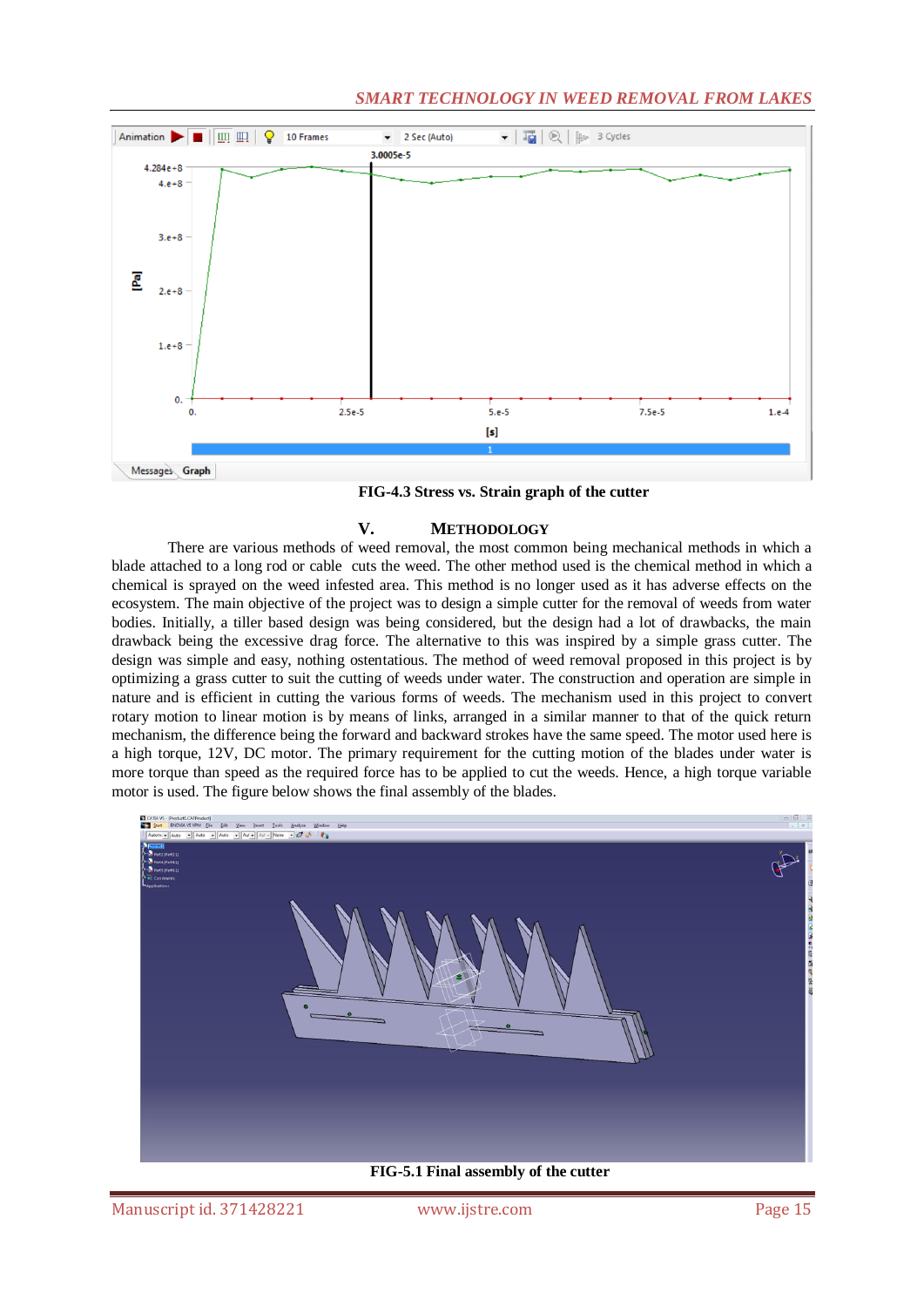FIG-4.3 Stress vs. Strain graph of the cutter

## V. METHODOLOGY

There are various methods of weed removal, the most common being mechanical methods in which a blade attached to a long rod or cable cuts the weed. The other method used is the chemical method in which a chemical is sprayed on the weed infested area. This method is no longer used as it has adverse effects on the ecosystem. The main objective of the project was to design a simple cutter for the removal of weeds from water bodies. Initially, a tiller based design was being considered, but the design had a lot of drawbacks, the main drawback being the excessive drag force. The alternative to this was inspired by a simple grass cutter. The design was simple and easy, nothing ostentatious. The method of weed removal proposed in this project is by optimizing a grass cutter to suit the cutting of weeds under water. The construction and operation are simple in nature and is efficient in cutting the various forms of weeds. The mechanism used in this project to convert rotary motion to linear motion is by means of links, arranged in a similar manner to that of the quick return mechanism, the difference being the forward and backward strokes have the same speed. The motor used here is a high torque, 12V, DC motor. The primary requirement for the cutting motion of the blades under water is more torque than speed as the required force has to be applied to cut the weeds. Hence, a high torque variable motor is used. The figure below shows the final assembly of the blades.

FIG-5.1 Final assembly of the cutter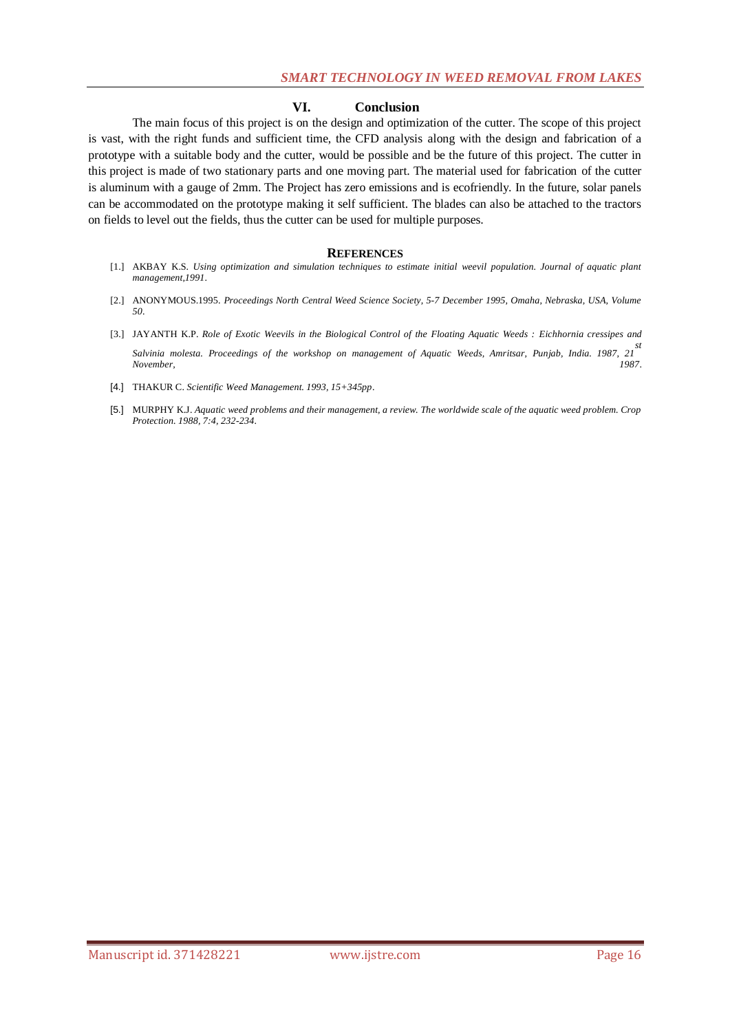## VI. Conclusion

The main focus of this project is on the design and optimization of the cutter. The scope of this project is vast, with the right funds and sufficient time, the CFD analysis along with the design and fabrication of a prototype with a suitable body and the cutter, would be possible and be the future of this project. The cutter in this project is made of two stationary parts and one moving part. The material used for fabrication of the cutter is aluminum with a gauge of 2mm. The Project has zero emissions and is ecofriendly. In the future, solar panels can be accommodated on the prototype making it self sufficient. The blades can also be attached to the tractors on fields to level out the fields, thus the cutter can be used for multiple purposes.

## REFERENCES

[1.] AKBAY K.S. *Using optimization and simulation techniques to estimate initial weevil population. Journal of aquatic plant management,1991.*

[2.] ANONYMOUS.1995. *Proceedings North Central Weed Science Society, 5-7 December 1995, Omaha, Nebraska, USA, Volume 50.*

[3.] JAYANTH K.P. *Role of Exotic Weevils in the Biological Control of the Floating Aquatic Weeds : Eichhornia cressipes and Salvinia molesta. Proceedings of the workshop on management of Aquatic Weeds, Amritsar, Punjab, India. 1987, 21st November, 1987.*

[4.] THAKUR C. *Scientific Weed Management. 1993, 15+345pp.*

[5.] MURPHY K.J. *Aquatic weed problems and their management, a review. The worldwide scale of the aquatic weed problem. Crop Protection. 1988, 7:4, 232-234.*